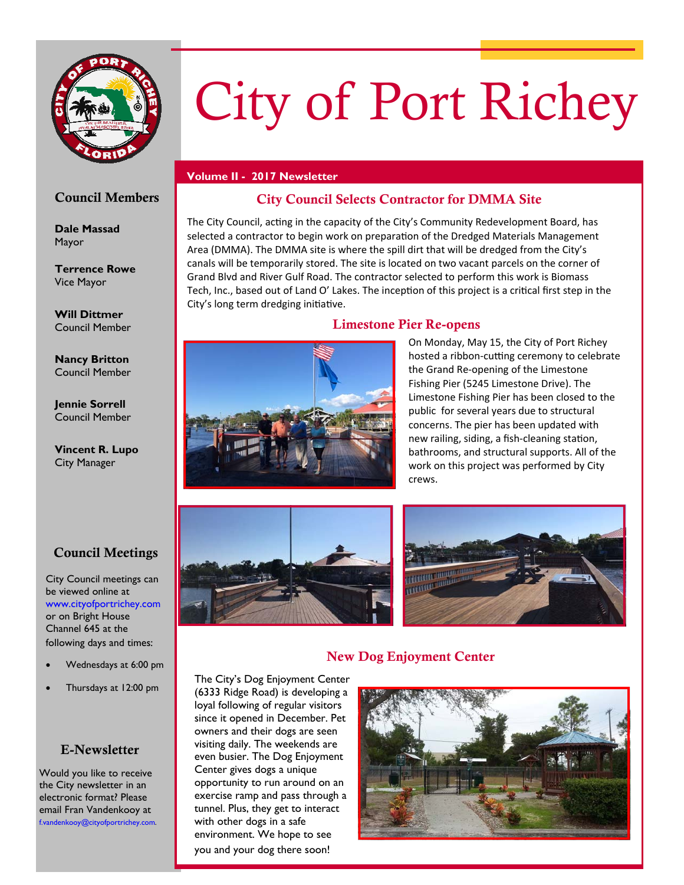# City of Port Richey

**Volume II - 2017 Newsletter**

## City Council Selects Contractor for DMMA Site

The City Council, acting in the capacity of the City's Community Redevelopment Board, has selected a contractor to begin work on preparation of the Dredged Materials Management Area (DMMA). The DMMA site is where the spill dirt that will be dredged from the City's canals will be temporarily stored. The site is located on two vacant parcels on the corner of Grand Blvd and River Gulf Road. The contractor selected to perform this work is Biomass Tech, Inc., based out of Land O' Lakes. The inception of this project is a critical first step in the City's long term dredging initiative.

## Limestone Pier Re-opens

On Monday, May 15, the City of Port Richey hosted a ribbon-cutting ceremony to celebrate the Grand Re-opening of the Limestone Fishing Pier (5245 Limestone Drive). The Limestone Fishing Pier has been closed to the public for several years due to structural concerns. The pier has been updated with new railing, siding, a fish-cleaning station, bathrooms, and structural supports. All of the work on this project was performed by City crews.

## New Dog Enjoyment Center

The City's Dog Enjoyment Center (6333 Ridge Road) is developing a loyal following of regular visitors since it opened in December. Pet owners and their dogs are seen visiting daily. The weekends are even busier. The Dog Enjoyment Center gives dogs a unique opportunity to run around on an exercise ramp and pass through a tunnel. Plus, they get to interact with other dogs in a safe environment. We hope to see you and your dog there soon!

## Council Members

**Dale Massad**
Mayor

**Terrence Rowe**
Vice Mayor

**Will Dittmer**
Council Member

**Nancy Britton**
Council Member

**Jennie Sorrell**
Council Member

**Vincent R. Lupo**
City Manager

## Council Meetings

City Council meetings can be viewed online at www.cityofportrichey.com or on Bright House Channel 645 at the following days and times:

- Wednesdays at 6:00 pm
- Thursdays at 12:00 pm

## E-Newsletter

Would you like to receive the City newsletter in an electronic format? Please email Fran Vandenkooy at f.vandenkooy@cityofportrichey.com.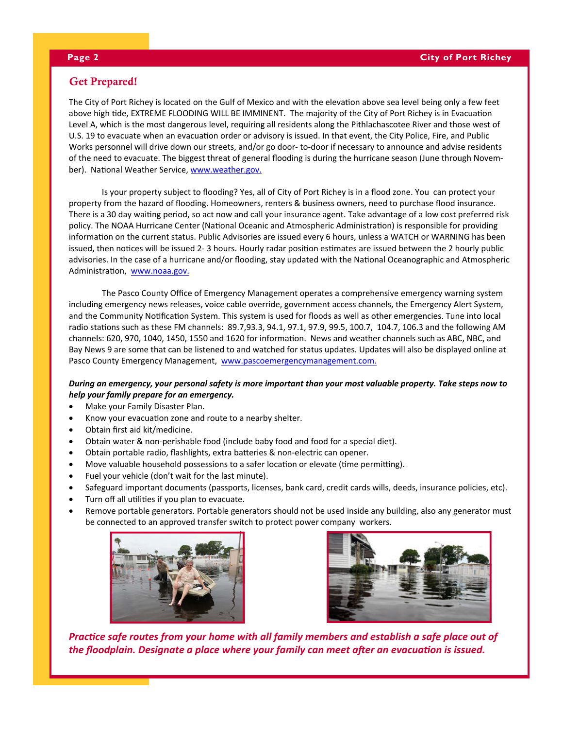## Get Prepared!

The City of Port Richey is located on the Gulf of Mexico and with the elevation above sea level being only a few feet above high tide, EXTREME FLOODING WILL BE IMMINENT. The majority of the City of Port Richey is in Evacuation Level A, which is the most dangerous level, requiring all residents along the Pithlachascotee River and those west of U.S. 19 to evacuate when an evacuation order or advisory is issued. In that event, the City Police, Fire, and Public Works personnel will drive down our streets, and/or go door- to-door if necessary to announce and advise residents of the need to evacuate. The biggest threat of general flooding is during the hurricane season (June through November). National Weather Service, www.weather.gov.

Is your property subject to flooding? Yes, all of City of Port Richey is in a flood zone. You can protect your property from the hazard of flooding. Homeowners, renters & business owners, need to purchase flood insurance. There is a 30 day waiting period, so act now and call your insurance agent. Take advantage of a low cost preferred risk policy. The NOAA Hurricane Center (National Oceanic and Atmospheric Administration) is responsible for providing information on the current status. Public Advisories are issued every 6 hours, unless a WATCH or WARNING has been issued, then notices will be issued 2- 3 hours. Hourly radar position estimates are issued between the 2 hourly public advisories. In the case of a hurricane and/or flooding, stay updated with the National Oceanographic and Atmospheric Administration, www.noaa.gov.

The Pasco County Office of Emergency Management operates a comprehensive emergency warning system including emergency news releases, voice cable override, government access channels, the Emergency Alert System, and the Community Notification System. This system is used for floods as well as other emergencies. Tune into local radio stations such as these FM channels: 89.7,93.3, 94.1, 97.1, 97.9, 99.5, 100.7, 104.7, 106.3 and the following AM channels: 620, 970, 1040, 1450, 1550 and 1620 for information. News and weather channels such as ABC, NBC, and Bay News 9 are some that can be listened to and watched for status updates. Updates will also be displayed online at Pasco County Emergency Management, www.pascoemergencymanagement.com.

***During an emergency, your personal safety is more important than your most valuable property. Take steps now to help your family prepare for an emergency.***

- Make your Family Disaster Plan.
- Know your evacuation zone and route to a nearby shelter.
- Obtain first aid kit/medicine.
- Obtain water & non-perishable food (include baby food and food for a special diet).
- Obtain portable radio, flashlights, extra batteries & non-electric can opener.
- Move valuable household possessions to a safer location or elevate (time permitting).
- Fuel your vehicle (don't wait for the last minute).
- Safeguard important documents (passports, licenses, bank card, credit cards wills, deeds, insurance policies, etc).
- Turn off all utilities if you plan to evacuate.
- Remove portable generators. Portable generators should not be used inside any building, also any generator must be connected to an approved transfer switch to protect power company workers.

***Practice safe routes from your home with all family members and establish a safe place out of the floodplain. Designate a place where your family can meet after an evacuation is issued.***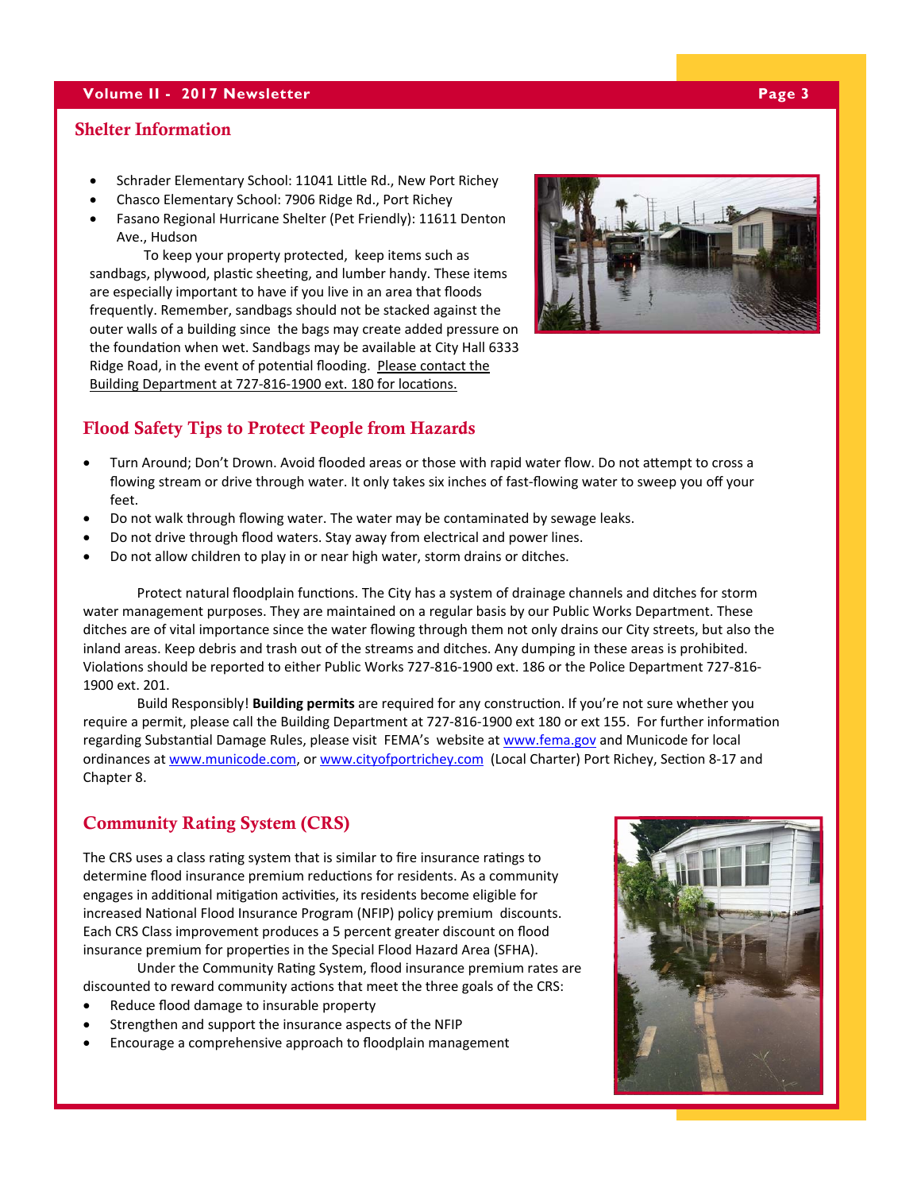## Shelter Information

- Schrader Elementary School: 11041 Little Rd., New Port Richey
- Chasco Elementary School: 7906 Ridge Rd., Port Richey
- Fasano Regional Hurricane Shelter (Pet Friendly): 11611 Denton Ave., Hudson

To keep your property protected, keep items such as sandbags, plywood, plastic sheeting, and lumber handy. These items are especially important to have if you live in an area that floods frequently. Remember, sandbags should not be stacked against the outer walls of a building since the bags may create added pressure on the foundation when wet. Sandbags may be available at City Hall 6333 Ridge Road, in the event of potential flooding. Please contact the Building Department at 727-816-1900 ext. 180 for locations.

## Flood Safety Tips to Protect People from Hazards

- Turn Around; Don't Drown. Avoid flooded areas or those with rapid water flow. Do not attempt to cross a flowing stream or drive through water. It only takes six inches of fast-flowing water to sweep you off your feet.
- Do not walk through flowing water. The water may be contaminated by sewage leaks.
- Do not drive through flood waters. Stay away from electrical and power lines.
- Do not allow children to play in or near high water, storm drains or ditches.

Protect natural floodplain functions. The City has a system of drainage channels and ditches for storm water management purposes. They are maintained on a regular basis by our Public Works Department. These ditches are of vital importance since the water flowing through them not only drains our City streets, but also the inland areas. Keep debris and trash out of the streams and ditches. Any dumping in these areas is prohibited. Violations should be reported to either Public Works 727-816-1900 ext. 186 or the Police Department 727-816-1900 ext. 201.

Build Responsibly! **Building permits** are required for any construction. If you're not sure whether you require a permit, please call the Building Department at 727-816-1900 ext 180 or ext 155. For further information regarding Substantial Damage Rules, please visit FEMA's website at www.fema.gov and Municode for local ordinances at www.municode.com, or www.cityofportrichey.com (Local Charter) Port Richey, Section 8-17 and Chapter 8.

## Community Rating System (CRS)

The CRS uses a class rating system that is similar to fire insurance ratings to determine flood insurance premium reductions for residents. As a community engages in additional mitigation activities, its residents become eligible for increased National Flood Insurance Program (NFIP) policy premium discounts. Each CRS Class improvement produces a 5 percent greater discount on flood insurance premium for properties in the Special Flood Hazard Area (SFHA).

Under the Community Rating System, flood insurance premium rates are discounted to reward community actions that meet the three goals of the CRS:

- Reduce flood damage to insurable property
- Strengthen and support the insurance aspects of the NFIP
- Encourage a comprehensive approach to floodplain management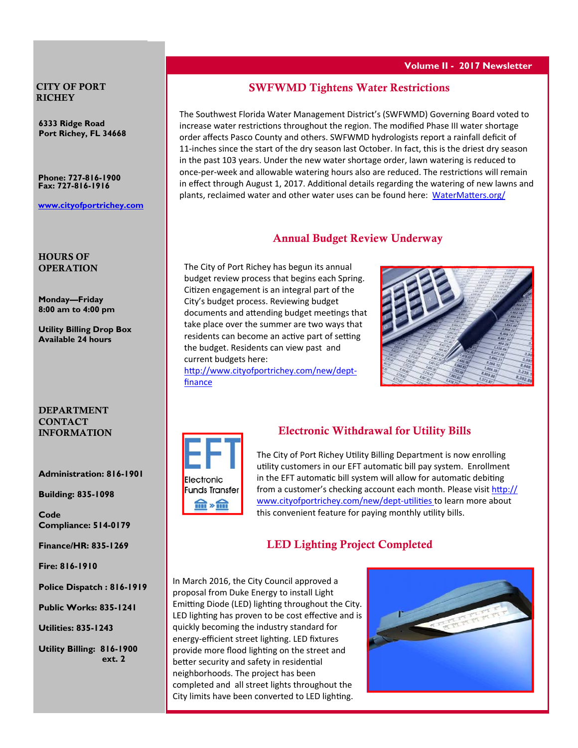Volume II - 2017 Newsletter

**CITY OF PORT RICHEY**

**6333 Ridge Road**
**Port Richey, FL 34668**

**Phone: 727-816-1900**
**Fax: 727-816-1916**

**www.cityofportrichey.com**

**HOURS OF OPERATION**

**Monday—Friday**
**8:00 am to 4:00 pm**

**Utility Billing Drop Box**
**Available 24 hours**

**DEPARTMENT CONTACT INFORMATION**

**Administration: 816-1901**

**Building: 835-1098**

**Code Compliance: 514-0179**

**Finance/HR: 835-1269**

**Fire: 816-1910**

**Police Dispatch : 816-1919**

**Public Works: 835-1241**

**Utilities: 835-1243**

**Utility Billing: 816-1900 ext. 2**

## SWFWMD Tightens Water Restrictions

The Southwest Florida Water Management District's (SWFWMD) Governing Board voted to increase water restrictions throughout the region. The modified Phase III water shortage order affects Pasco County and others. SWFWMD hydrologists report a rainfall deficit of 11-inches since the start of the dry season last October. In fact, this is the driest dry season in the past 103 years. Under the new water shortage order, lawn watering is reduced to once-per-week and allowable watering hours also are reduced. The restrictions will remain in effect through August 1, 2017. Additional details regarding the watering of new lawns and plants, reclaimed water and other water uses can be found here: WaterMatters.org/

## Annual Budget Review Underway

The City of Port Richey has begun its annual budget review process that begins each Spring. Citizen engagement is an integral part of the City's budget process. Reviewing budget documents and attending budget meetings that take place over the summer are two ways that residents can become an active part of setting the budget. Residents can view past and current budgets here: http://www.cityofportrichey.com/new/dept-finance

## Electronic Withdrawal for Utility Bills

EFT
Electronic Funds Transfer

The City of Port Richey Utility Billing Department is now enrolling utility customers in our EFT automatic bill pay system. Enrollment in the EFT automatic bill system will allow for automatic debiting from a customer's checking account each month. Please visit http://www.cityofportrichey.com/new/dept-utilities to learn more about this convenient feature for paying monthly utility bills.

## LED Lighting Project Completed

In March 2016, the City Council approved a proposal from Duke Energy to install Light Emitting Diode (LED) lighting throughout the City. LED lighting has proven to be cost effective and is quickly becoming the industry standard for energy-efficient street lighting. LED fixtures provide more flood lighting on the street and better security and safety in residential neighborhoods. The project has been completed and all street lights throughout the City limits have been converted to LED lighting.